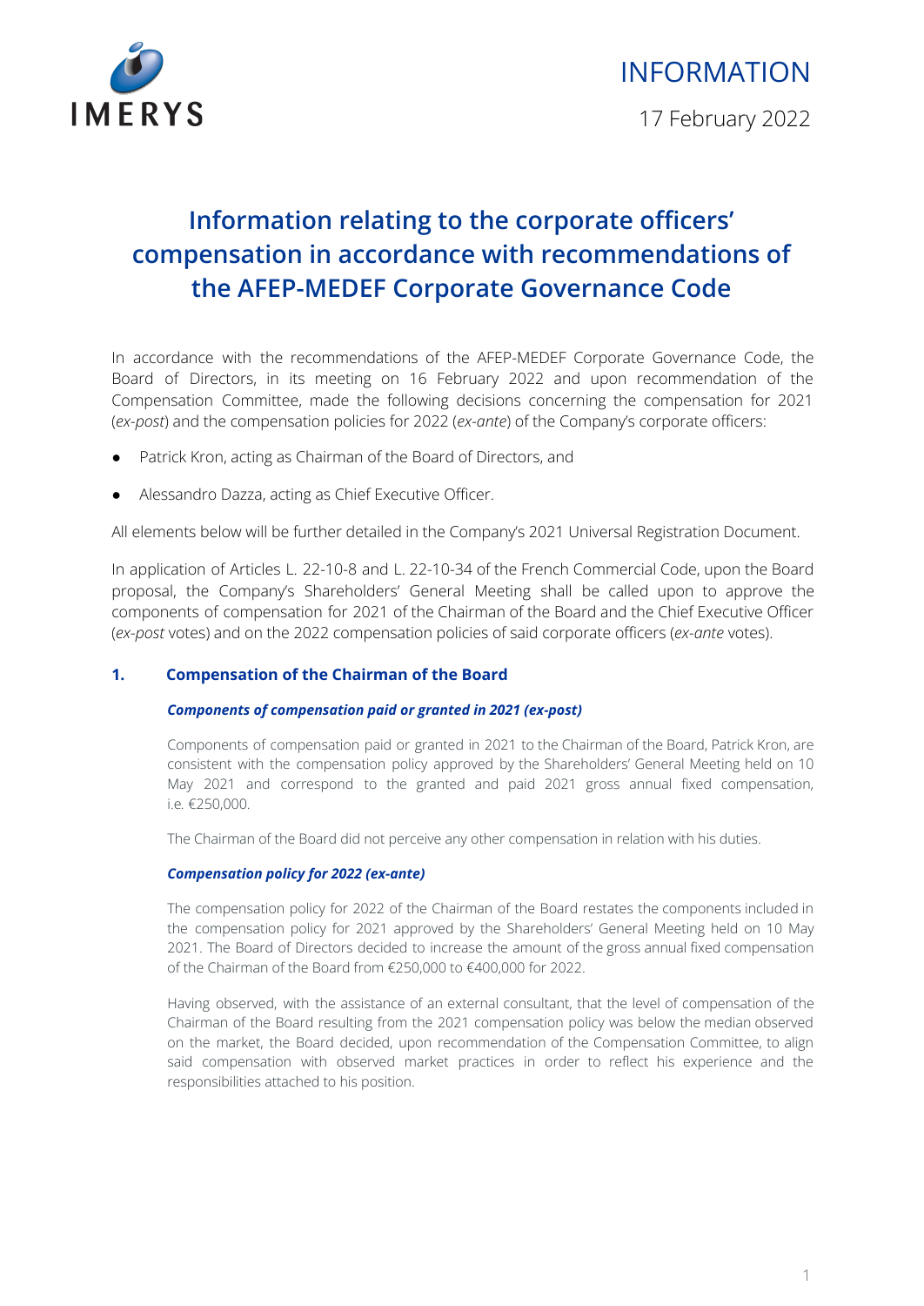INFORMATION

17 February 2022

# Information relating to the corporate officers' compensation in accordance with recommendations of the AFEP-MEDEF Corporate Governance Code

In accordance with the recommendations of the AFEP-MEDEF Corporate Governance Code, the Board of Directors, in its meeting on 16 February 2022 and upon recommendation of the Compensation Committee, made the following decisions concerning the compensation for 2021 (*ex-post*) and the compensation policies for 2022 (*ex-ante*) of the Company's corporate officers:

- Patrick Kron, acting as Chairman of the Board of Directors, and
- Alessandro Dazza, acting as Chief Executive Officer.

All elements below will be further detailed in the Company's 2021 Universal Registration Document.

In application of Articles L. 22-10-8 and L. 22-10-34 of the French Commercial Code, upon the Board proposal, the Company's Shareholders' General Meeting shall be called upon to approve the components of compensation for 2021 of the Chairman of the Board and the Chief Executive Officer (*ex-post* votes) and on the 2022 compensation policies of said corporate officers (*ex-ante* votes).

## 1. Compensation of the Chairman of the Board

***Components of compensation paid or granted in 2021 (ex-post)***

Components of compensation paid or granted in 2021 to the Chairman of the Board, Patrick Kron, are consistent with the compensation policy approved by the Shareholders' General Meeting held on 10 May 2021 and correspond to the granted and paid 2021 gross annual fixed compensation, i.e. €250,000.

The Chairman of the Board did not perceive any other compensation in relation with his duties.

***Compensation policy for 2022 (ex-ante)***

The compensation policy for 2022 of the Chairman of the Board restates the components included in the compensation policy for 2021 approved by the Shareholders' General Meeting held on 10 May 2021. The Board of Directors decided to increase the amount of the gross annual fixed compensation of the Chairman of the Board from €250,000 to €400,000 for 2022.

Having observed, with the assistance of an external consultant, that the level of compensation of the Chairman of the Board resulting from the 2021 compensation policy was below the median observed on the market, the Board decided, upon recommendation of the Compensation Committee, to align said compensation with observed market practices in order to reflect his experience and the responsibilities attached to his position.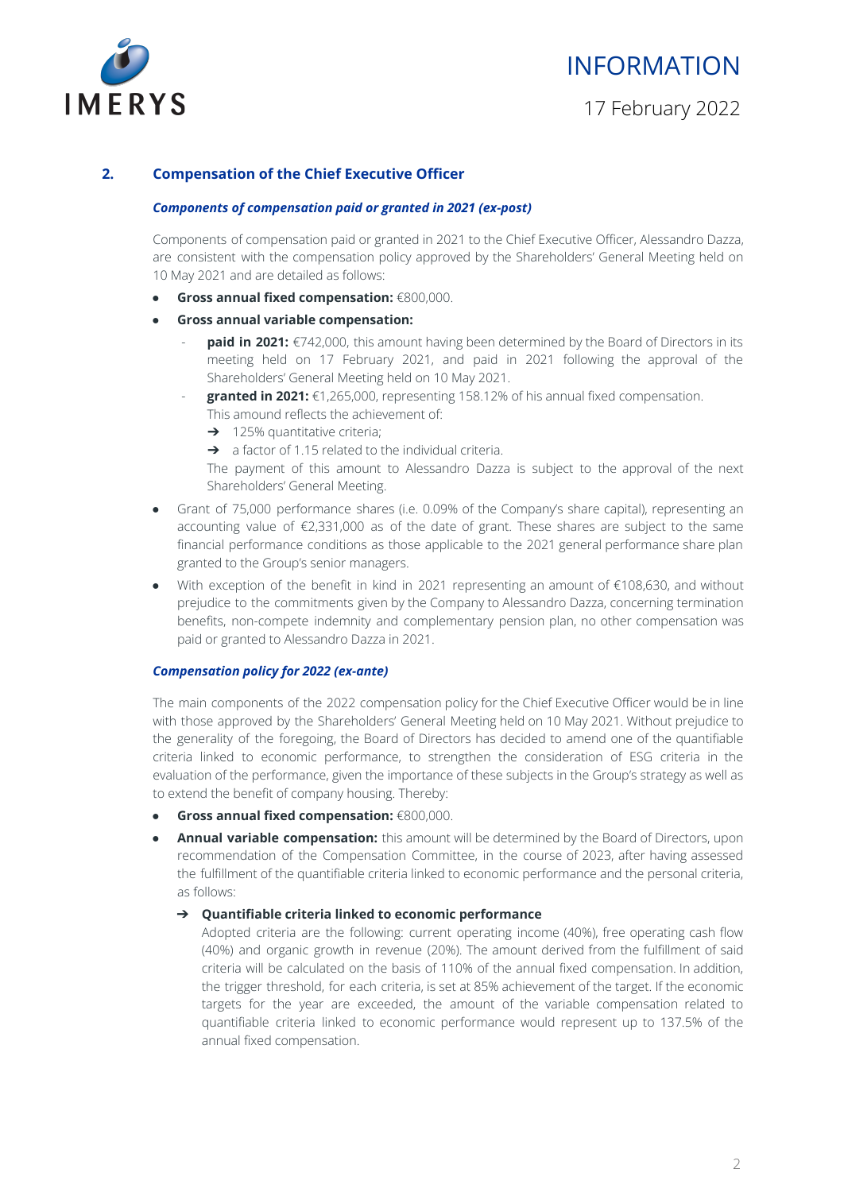## 2. Compensation of the Chief Executive Officer

***Components of compensation paid or granted in 2021 (ex-post)***

Components of compensation paid or granted in 2021 to the Chief Executive Officer, Alessandro Dazza, are consistent with the compensation policy approved by the Shareholders' General Meeting held on 10 May 2021 and are detailed as follows:

- **Gross annual fixed compensation:** €800,000.
- **Gross annual variable compensation:**
  - **paid in 2021:** €742,000, this amount having been determined by the Board of Directors in its meeting held on 17 February 2021, and paid in 2021 following the approval of the Shareholders' General Meeting held on 10 May 2021.
  - **granted in 2021:** €1,265,000, representing 158.12% of his annual fixed compensation. This amound reflects the achievement of:
    - ➔ 125% quantitative criteria;
    - ➔ a factor of 1.15 related to the individual criteria.

    The payment of this amount to Alessandro Dazza is subject to the approval of the next Shareholders' General Meeting.
- Grant of 75,000 performance shares (i.e. 0.09% of the Company's share capital), representing an accounting value of €2,331,000 as of the date of grant. These shares are subject to the same financial performance conditions as those applicable to the 2021 general performance share plan granted to the Group's senior managers.
- With exception of the benefit in kind in 2021 representing an amount of €108,630, and without prejudice to the commitments given by the Company to Alessandro Dazza, concerning termination benefits, non-compete indemnity and complementary pension plan, no other compensation was paid or granted to Alessandro Dazza in 2021.

***Compensation policy for 2022 (ex-ante)***

The main components of the 2022 compensation policy for the Chief Executive Officer would be in line with those approved by the Shareholders' General Meeting held on 10 May 2021. Without prejudice to the generality of the foregoing, the Board of Directors has decided to amend one of the quantifiable criteria linked to economic performance, to strengthen the consideration of ESG criteria in the evaluation of the performance, given the importance of these subjects in the Group's strategy as well as to extend the benefit of company housing. Thereby:

- **Gross annual fixed compensation:** €800,000.
- **Annual variable compensation:** this amount will be determined by the Board of Directors, upon recommendation of the Compensation Committee, in the course of 2023, after having assessed the fulfillment of the quantifiable criteria linked to economic performance and the personal criteria, as follows:
  - ➔ **Quantifiable criteria linked to economic performance**

    Adopted criteria are the following: current operating income (40%), free operating cash flow (40%) and organic growth in revenue (20%). The amount derived from the fulfillment of said criteria will be calculated on the basis of 110% of the annual fixed compensation. In addition, the trigger threshold, for each criteria, is set at 85% achievement of the target. If the economic targets for the year are exceeded, the amount of the variable compensation related to quantifiable criteria linked to economic performance would represent up to 137.5% of the annual fixed compensation.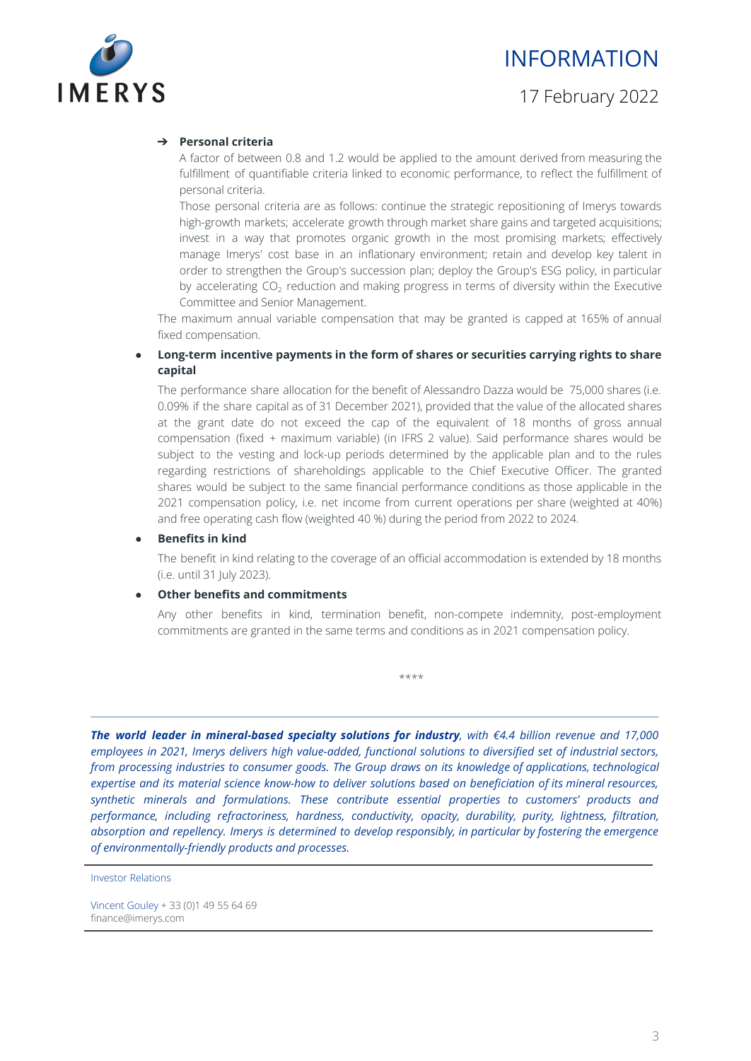- **Personal criteria**

  A factor of between 0.8 and 1.2 would be applied to the amount derived from measuring the fulfillment of quantifiable criteria linked to economic performance, to reflect the fulfillment of personal criteria.

  Those personal criteria are as follows: continue the strategic repositioning of Imerys towards high-growth markets; accelerate growth through market share gains and targeted acquisitions; invest in a way that promotes organic growth in the most promising markets; effectively manage Imerys' cost base in an inflationary environment; retain and develop key talent in order to strengthen the Group's succession plan; deploy the Group's ESG policy, in particular by accelerating $CO_2$ reduction and making progress in terms of diversity within the Executive Committee and Senior Management.

The maximum annual variable compensation that may be granted is capped at 165% of annual fixed compensation.

- **Long-term incentive payments in the form of shares or securities carrying rights to share capital**

  The performance share allocation for the benefit of Alessandro Dazza would be 75,000 shares (i.e. 0.09% if the share capital as of 31 December 2021), provided that the value of the allocated shares at the grant date do not exceed the cap of the equivalent of 18 months of gross annual compensation (fixed + maximum variable) (in IFRS 2 value). Said performance shares would be subject to the vesting and lock-up periods determined by the applicable plan and to the rules regarding restrictions of shareholdings applicable to the Chief Executive Officer. The granted shares would be subject to the same financial performance conditions as those applicable in the 2021 compensation policy, i.e. net income from current operations per share (weighted at 40%) and free operating cash flow (weighted 40 %) during the period from 2022 to 2024.

- **Benefits in kind**

  The benefit in kind relating to the coverage of an official accommodation is extended by 18 months (i.e. until 31 July 2023).

- **Other benefits and commitments**

  Any other benefits in kind, termination benefit, non-compete indemnity, post-employment commitments are granted in the same terms and conditions as in 2021 compensation policy.

****

---

***The world leader in mineral-based specialty solutions for industry**, with €4.4 billion revenue and 17,000 employees in 2021, Imerys delivers high value-added, functional solutions to diversified set of industrial sectors, from processing industries to consumer goods. The Group draws on its knowledge of applications, technological expertise and its material science know-how to deliver solutions based on beneficiation of its mineral resources, synthetic minerals and formulations. These contribute essential properties to customers' products and performance, including refractoriness, hardness, conductivity, opacity, durability, purity, lightness, filtration, absorption and repellency. Imerys is determined to develop responsibly, in particular by fostering the emergence of environmentally-friendly products and processes.*

---

Investor Relations

Vincent Gouley + 33 (0)1 49 55 64 69
finance@imerys.com